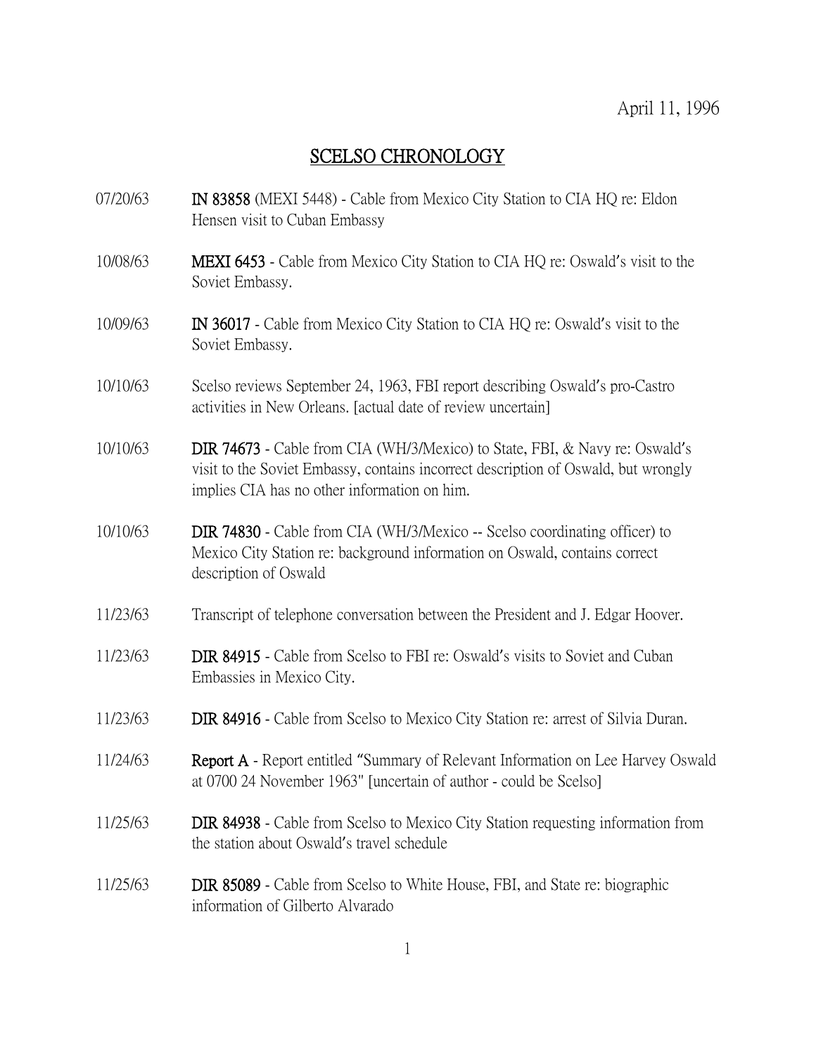April 11, 1996

# SCELSO CHRONOLOGY

07/20/63 **IN 83858** (MEXI 5448) - Cable from Mexico City Station to CIA HQ re: Eldon Hensen visit to Cuban Embassy

10/08/63 **MEXI 6453** - Cable from Mexico City Station to CIA HQ re: Oswald's visit to the Soviet Embassy.

10/09/63 **IN 36017** - Cable from Mexico City Station to CIA HQ re: Oswald's visit to the Soviet Embassy.

10/10/63 Scelso reviews September 24, 1963, FBI report describing Oswald's pro-Castro activities in New Orleans. [actual date of review uncertain]

10/10/63 **DIR 74673** - Cable from CIA (WH/3/Mexico) to State, FBI, & Navy re: Oswald's visit to the Soviet Embassy, contains incorrect description of Oswald, but wrongly implies CIA has no other information on him.

10/10/63 **DIR 74830** - Cable from CIA (WH/3/Mexico -- Scelso coordinating officer) to Mexico City Station re: background information on Oswald, contains correct description of Oswald

11/23/63 Transcript of telephone conversation between the President and J. Edgar Hoover.

11/23/63 **DIR 84915** - Cable from Scelso to FBI re: Oswald's visits to Soviet and Cuban Embassies in Mexico City.

11/23/63 **DIR 84916** - Cable from Scelso to Mexico City Station re: arrest of Silvia Duran.

11/24/63 **Report A** - Report entitled "Summary of Relevant Information on Lee Harvey Oswald at 0700 24 November 1963" [uncertain of author - could be Scelso]

11/25/63 **DIR 84938** - Cable from Scelso to Mexico City Station requesting information from the station about Oswald's travel schedule

11/25/63 **DIR 85089** - Cable from Scelso to White House, FBI, and State re: biographic information of Gilberto Alvarado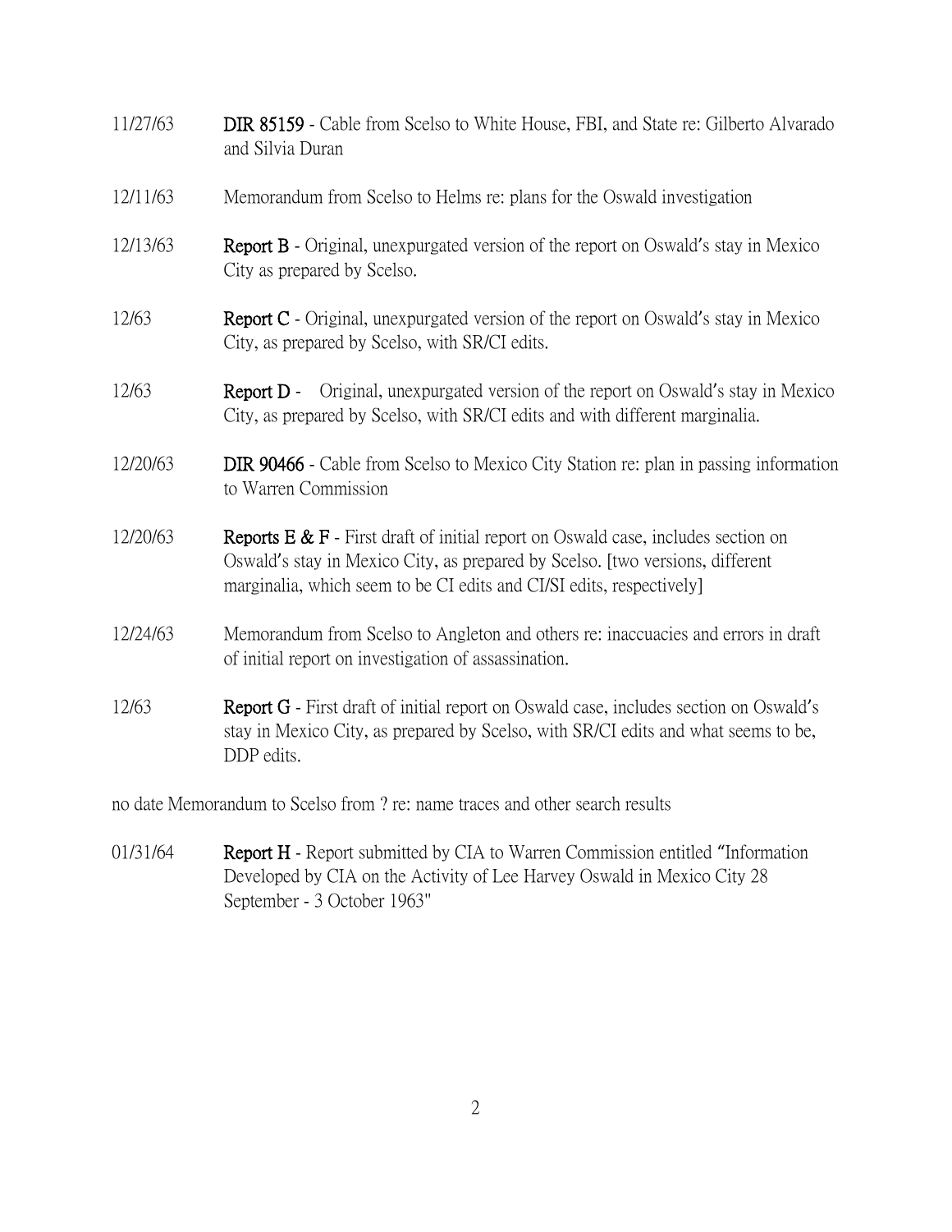11/27/63 **DIR 85159** - Cable from Scelso to White House, FBI, and State re: Gilberto Alvarado and Silvia Duran

12/11/63 Memorandum from Scelso to Helms re: plans for the Oswald investigation

12/13/63 **Report B** - Original, unexpurgated version of the report on Oswald's stay in Mexico City as prepared by Scelso.

12/63 **Report C** - Original, unexpurgated version of the report on Oswald's stay in Mexico City, as prepared by Scelso, with SR/CI edits.

12/63 **Report D** - Original, unexpurgated version of the report on Oswald's stay in Mexico City, as prepared by Scelso, with SR/CI edits and with different marginalia.

12/20/63 **DIR 90466** - Cable from Scelso to Mexico City Station re: plan in passing information to Warren Commission

12/20/63 **Reports E & F** - First draft of initial report on Oswald case, includes section on Oswald's stay in Mexico City, as prepared by Scelso. [two versions, different marginalia, which seem to be CI edits and CI/SI edits, respectively]

12/24/63 Memorandum from Scelso to Angleton and others re: inaccuacies and errors in draft of initial report on investigation of assassination.

12/63 **Report G** - First draft of initial report on Oswald case, includes section on Oswald's stay in Mexico City, as prepared by Scelso, with SR/CI edits and what seems to be, DDP edits.

no date Memorandum to Scelso from ? re: name traces and other search results

01/31/64 **Report H** - Report submitted by CIA to Warren Commission entitled "Information Developed by CIA on the Activity of Lee Harvey Oswald in Mexico City 28 September - 3 October 1963"